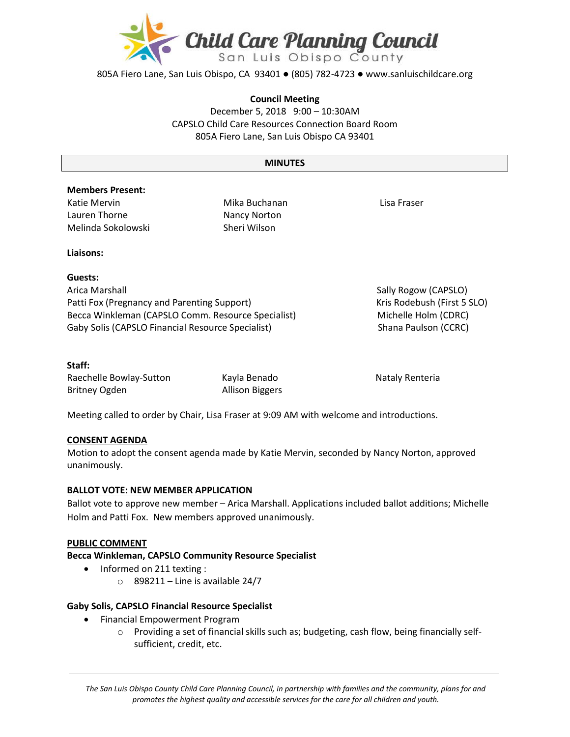# Child Care Planning Council

San Luis Obispo County

805A Fiero Lane, San Luis Obispo, CA 93401 ● (805) 782-4723 ● www.sanluischildcare.org

**Council Meeting**
December 5, 2018 9:00 – 10:30AM
CAPSLO Child Care Resources Connection Board Room
805A Fiero Lane, San Luis Obispo CA 93401

## MINUTES

**Members Present:**
Katie Mervin
Lauren Thorne
Melinda Sokolowski
Mika Buchanan
Nancy Norton
Sheri Wilson
Lisa Fraser

**Liaisons:**

**Guests:**
Arica Marshall
Patti Fox (Pregnancy and Parenting Support)
Becca Winkleman (CAPSLO Comm. Resource Specialist)
Gaby Solis (CAPSLO Financial Resource Specialist)
Sally Rogow (CAPSLO)
Kris Rodebush (First 5 SLO)
Michelle Holm (CDRC)
Shana Paulson (CCRC)

**Staff:**
Raechelle Bowlay-Sutton
Britney Ogden
Kayla Benado
Allison Biggers
Nataly Renteria

Meeting called to order by Chair, Lisa Fraser at 9:09 AM with welcome and introductions.

**CONSENT AGENDA**

Motion to adopt the consent agenda made by Katie Mervin, seconded by Nancy Norton, approved unanimously.

**BALLOT VOTE: NEW MEMBER APPLICATION**

Ballot vote to approve new member – Arica Marshall. Applications included ballot additions; Michelle Holm and Patti Fox. New members approved unanimously.

**PUBLIC COMMENT**

**Becca Winkleman, CAPSLO Community Resource Specialist**

- Informed on 211 texting :
  - 898211 – Line is available 24/7

**Gaby Solis, CAPSLO Financial Resource Specialist**

- Financial Empowerment Program
  - Providing a set of financial skills such as; budgeting, cash flow, being financially self-sufficient, credit, etc.

*The San Luis Obispo County Child Care Planning Council, in partnership with families and the community, plans for and promotes the highest quality and accessible services for the care for all children and youth.*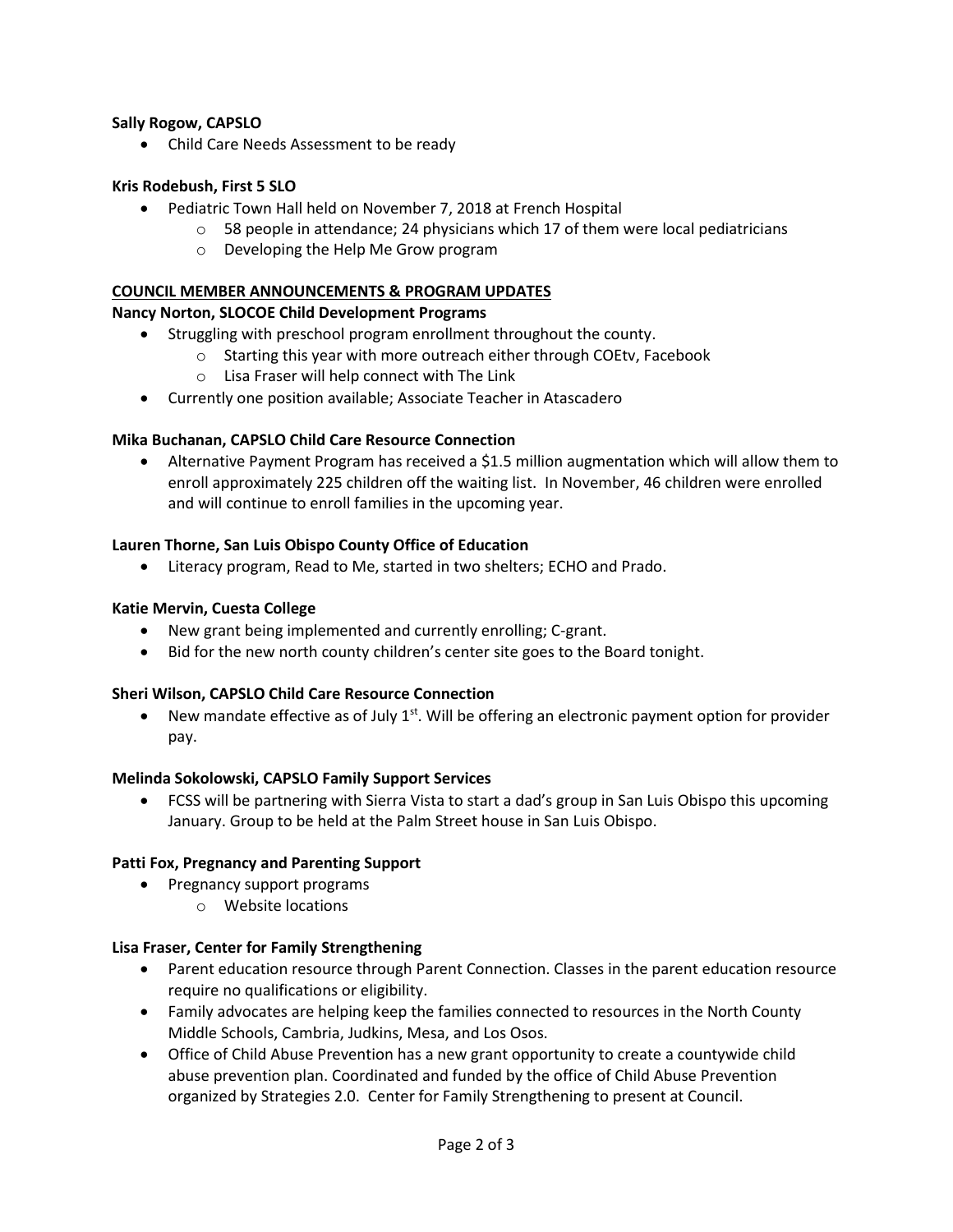**Sally Rogow, CAPSLO**

- Child Care Needs Assessment to be ready

**Kris Rodebush, First 5 SLO**

- Pediatric Town Hall held on November 7, 2018 at French Hospital
  - 58 people in attendance; 24 physicians which 17 of them were local pediatricians
  - Developing the Help Me Grow program

**COUNCIL MEMBER ANNOUNCEMENTS & PROGRAM UPDATES**

**Nancy Norton, SLOCOE Child Development Programs**

- Struggling with preschool program enrollment throughout the county.
  - Starting this year with more outreach either through COEtv, Facebook
  - Lisa Fraser will help connect with The Link
- Currently one position available; Associate Teacher in Atascadero

**Mika Buchanan, CAPSLO Child Care Resource Connection**

- Alternative Payment Program has received a $1.5 million augmentation which will allow them to enroll approximately 225 children off the waiting list. In November, 46 children were enrolled and will continue to enroll families in the upcoming year.

**Lauren Thorne, San Luis Obispo County Office of Education**

- Literacy program, Read to Me, started in two shelters; ECHO and Prado.

**Katie Mervin, Cuesta College**

- New grant being implemented and currently enrolling; C-grant.
- Bid for the new north county children's center site goes to the Board tonight.

**Sheri Wilson, CAPSLO Child Care Resource Connection**

- New mandate effective as of July 1st. Will be offering an electronic payment option for provider pay.

**Melinda Sokolowski, CAPSLO Family Support Services**

- FCSS will be partnering with Sierra Vista to start a dad's group in San Luis Obispo this upcoming January. Group to be held at the Palm Street house in San Luis Obispo.

**Patti Fox, Pregnancy and Parenting Support**

- Pregnancy support programs
  - Website locations

**Lisa Fraser, Center for Family Strengthening**

- Parent education resource through Parent Connection. Classes in the parent education resource require no qualifications or eligibility.
- Family advocates are helping keep the families connected to resources in the North County Middle Schools, Cambria, Judkins, Mesa, and Los Osos.
- Office of Child Abuse Prevention has a new grant opportunity to create a countywide child abuse prevention plan. Coordinated and funded by the office of Child Abuse Prevention organized by Strategies 2.0. Center for Family Strengthening to present at Council.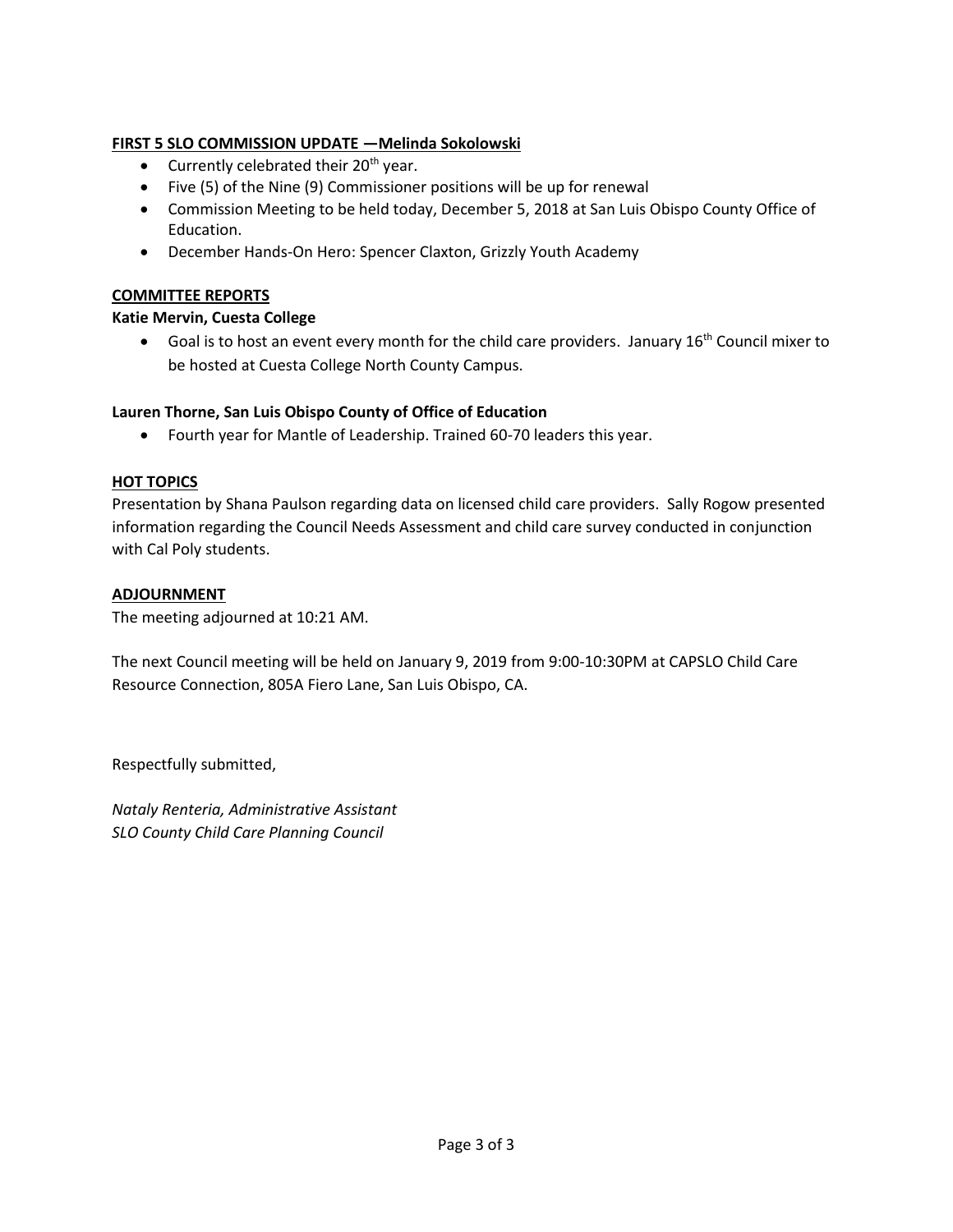**FIRST 5 SLO COMMISSION UPDATE —Melinda Sokolowski**

- Currently celebrated their 20th year.
- Five (5) of the Nine (9) Commissioner positions will be up for renewal
- Commission Meeting to be held today, December 5, 2018 at San Luis Obispo County Office of Education.
- December Hands-On Hero: Spencer Claxton, Grizzly Youth Academy

**COMMITTEE REPORTS**

**Katie Mervin, Cuesta College**

- Goal is to host an event every month for the child care providers. January 16th Council mixer to be hosted at Cuesta College North County Campus.

**Lauren Thorne, San Luis Obispo County of Office of Education**

- Fourth year for Mantle of Leadership. Trained 60-70 leaders this year.

**HOT TOPICS**

Presentation by Shana Paulson regarding data on licensed child care providers. Sally Rogow presented information regarding the Council Needs Assessment and child care survey conducted in conjunction with Cal Poly students.

**ADJOURNMENT**

The meeting adjourned at 10:21 AM.

The next Council meeting will be held on January 9, 2019 from 9:00-10:30PM at CAPSLO Child Care Resource Connection, 805A Fiero Lane, San Luis Obispo, CA.

Respectfully submitted,

*Nataly Renteria, Administrative Assistant*
*SLO County Child Care Planning Council*